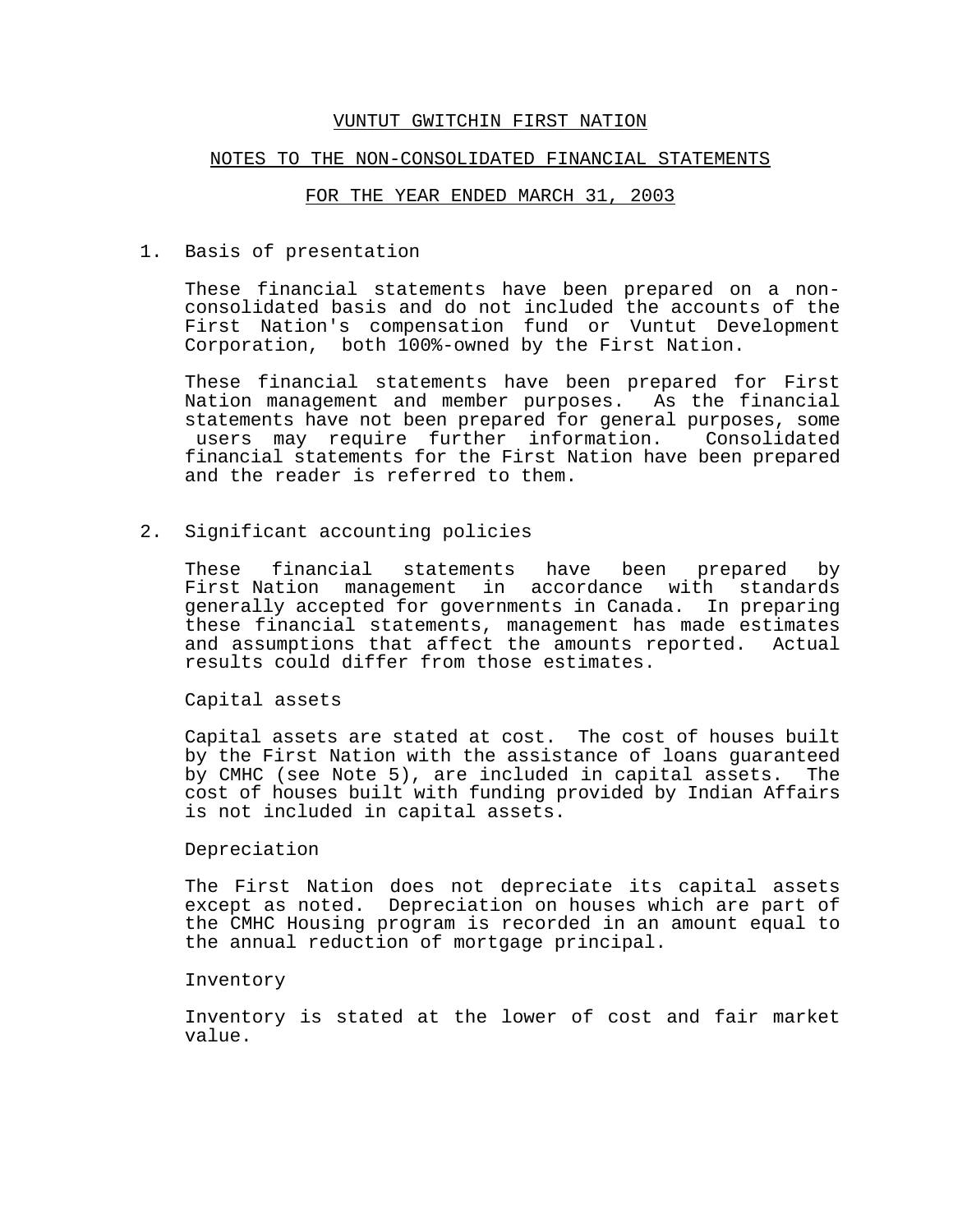# VUNTUT GWITCHIN FIRST NATION

## NOTES TO THE NON-CONSOLIDATED FINANCIAL STATEMENTS

## FOR THE YEAR ENDED MARCH 31, 2003

1. Basis of presentation

   These financial statements have been prepared on a non-consolidated basis and do not included the accounts of the First Nation's compensation fund or Vuntut Development Corporation, both 100%-owned by the First Nation.

   These financial statements have been prepared for First Nation management and member purposes. As the financial statements have not been prepared for general purposes, some users may require further information. Consolidated financial statements for the First Nation have been prepared and the reader is referred to them.

2. Significant accounting policies

   These financial statements have been prepared by First Nation management in accordance with standards generally accepted for governments in Canada. In preparing these financial statements, management has made estimates and assumptions that affect the amounts reported. Actual results could differ from those estimates.

   Capital assets

   Capital assets are stated at cost. The cost of houses built by the First Nation with the assistance of loans guaranteed by CMHC (see Note 5), are included in capital assets. The cost of houses built with funding provided by Indian Affairs is not included in capital assets.

   Depreciation

   The First Nation does not depreciate its capital assets except as noted. Depreciation on houses which are part of the CMHC Housing program is recorded in an amount equal to the annual reduction of mortgage principal.

   Inventory

   Inventory is stated at the lower of cost and fair market value.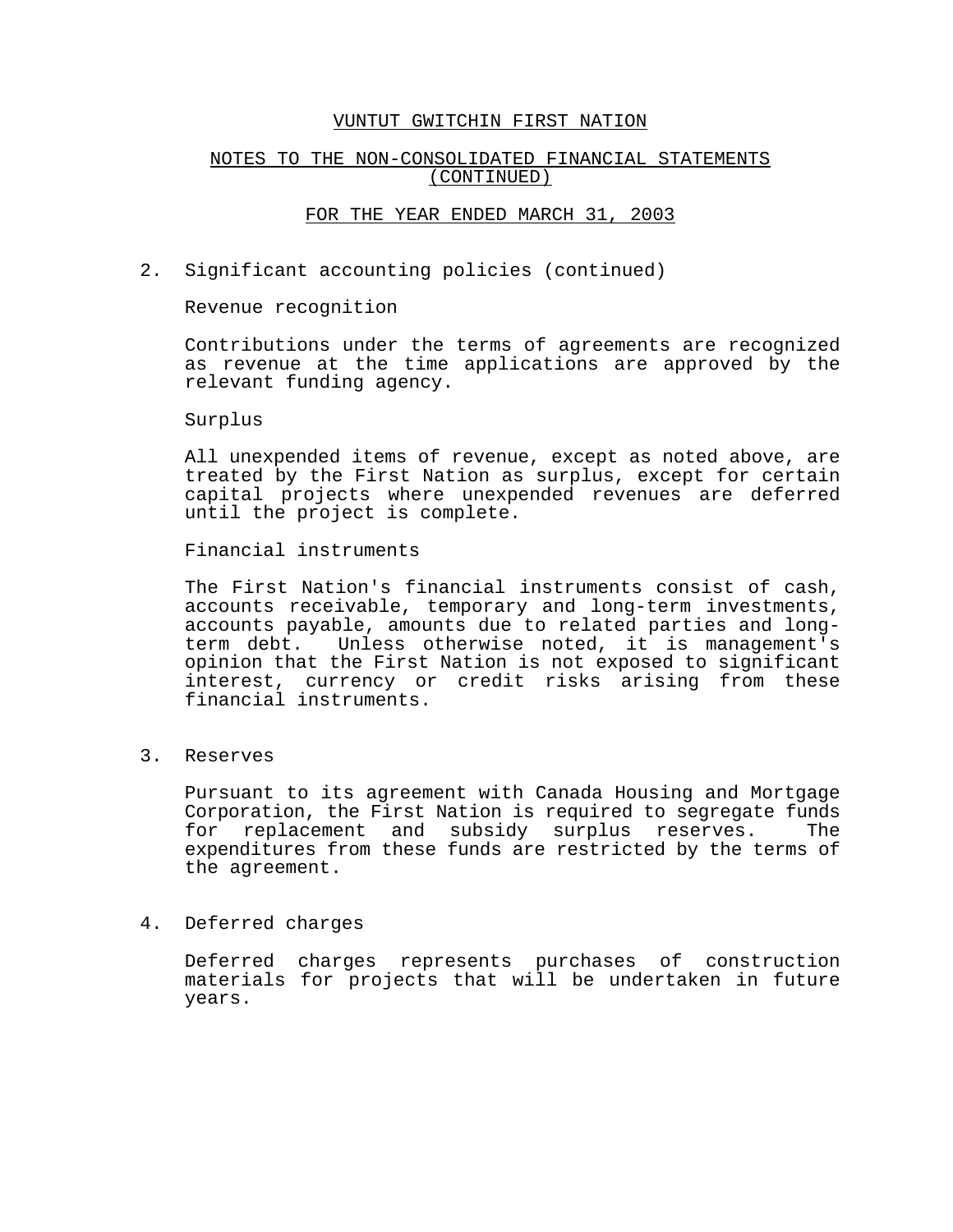# VUNTUT GWITCHIN FIRST NATION

## NOTES TO THE NON-CONSOLIDATED FINANCIAL STATEMENTS (CONTINUED)

## FOR THE YEAR ENDED MARCH 31, 2003

2. Significant accounting policies (continued)

   Revenue recognition

   Contributions under the terms of agreements are recognized as revenue at the time applications are approved by the relevant funding agency.

   Surplus

   All unexpended items of revenue, except as noted above, are treated by the First Nation as surplus, except for certain capital projects where unexpended revenues are deferred until the project is complete.

   Financial instruments

   The First Nation's financial instruments consist of cash, accounts receivable, temporary and long-term investments, accounts payable, amounts due to related parties and long-term debt. Unless otherwise noted, it is management's opinion that the First Nation is not exposed to significant interest, currency or credit risks arising from these financial instruments.

3. Reserves

   Pursuant to its agreement with Canada Housing and Mortgage Corporation, the First Nation is required to segregate funds for replacement and subsidy surplus reserves. The expenditures from these funds are restricted by the terms of the agreement.

4. Deferred charges

   Deferred charges represents purchases of construction materials for projects that will be undertaken in future years.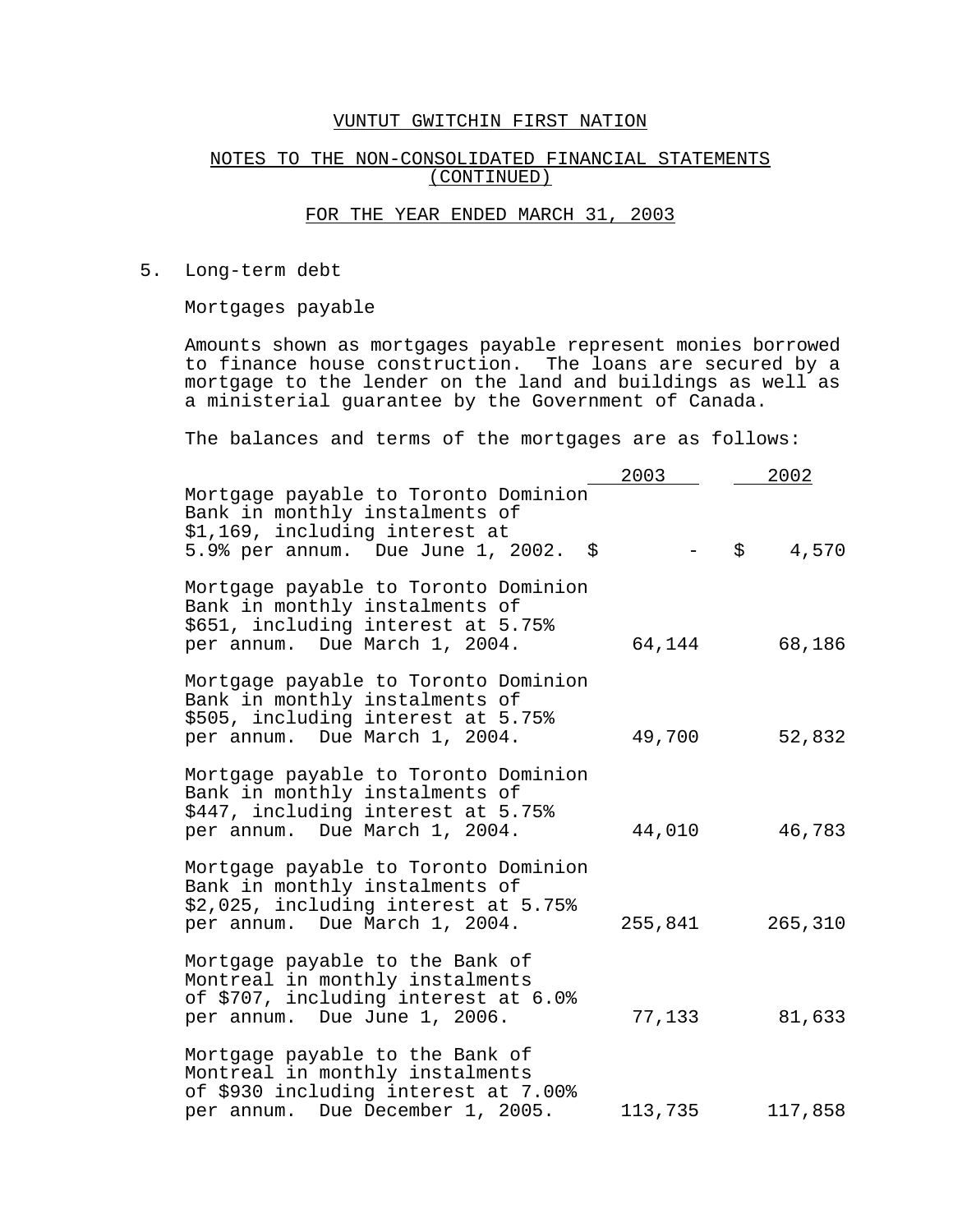# VUNTUT GWITCHIN FIRST NATION

## NOTES TO THE NON-CONSOLIDATED FINANCIAL STATEMENTS (CONTINUED)

## FOR THE YEAR ENDED MARCH 31, 2003

5. Long-term debt

Mortgages payable

Amounts shown as mortgages payable represent monies borrowed to finance house construction. The loans are secured by a mortgage to the lender on the land and buildings as well as a ministerial guarantee by the Government of Canada.

The balances and terms of the mortgages are as follows:

| | 2003 | 2002 |
|---|---|---|
| Mortgage payable to Toronto Dominion Bank in monthly instalments of $1,169, including interest at 5.9% per annum. Due June 1, 2002. | $ - | $ 4,570 |
| Mortgage payable to Toronto Dominion Bank in monthly instalments of $651, including interest at 5.75% per annum. Due March 1, 2004. | 64,144 | 68,186 |
| Mortgage payable to Toronto Dominion Bank in monthly instalments of $505, including interest at 5.75% per annum. Due March 1, 2004. | 49,700 | 52,832 |
| Mortgage payable to Toronto Dominion Bank in monthly instalments of $447, including interest at 5.75% per annum. Due March 1, 2004. | 44,010 | 46,783 |
| Mortgage payable to Toronto Dominion Bank in monthly instalments of $2,025, including interest at 5.75% per annum. Due March 1, 2004. | 255,841 | 265,310 |
| Mortgage payable to the Bank of Montreal in monthly instalments of $707, including interest at 6.0% per annum. Due June 1, 2006. | 77,133 | 81,633 |
| Mortgage payable to the Bank of Montreal in monthly instalments of $930 including interest at 7.00% per annum. Due December 1, 2005. | 113,735 | 117,858 |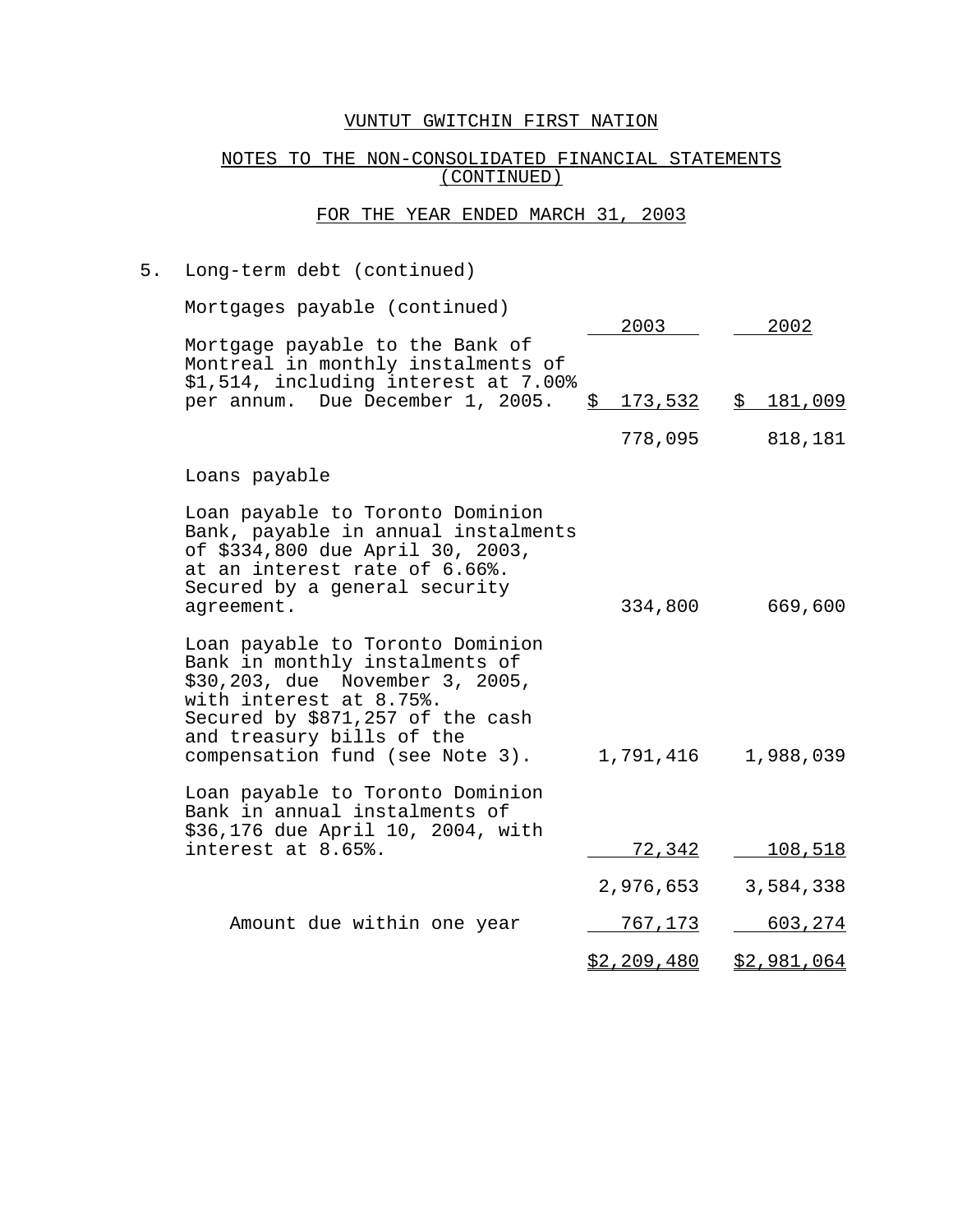# VUNTUT GWITCHIN FIRST NATION

## NOTES TO THE NON-CONSOLIDATED FINANCIAL STATEMENTS (CONTINUED)

## FOR THE YEAR ENDED MARCH 31, 2003

5. Long-term debt (continued)

| | 2003 | 2002 |
|---|---|---|
| Mortgages payable (continued) | | |
| Mortgage payable to the Bank of Montreal in monthly instalments of $1,514, including interest at 7.00% per annum. Due December 1, 2005. | $ 173,532 | $ 181,009 |
| | 778,095 | 818,181 |
| Loans payable | | |
| Loan payable to Toronto Dominion Bank, payable in annual instalments of $334,800 due April 30, 2003, at an interest rate of 6.66%. Secured by a general security agreement. | 334,800 | 669,600 |
| Loan payable to Toronto Dominion Bank in monthly instalments of $30,203, due November 3, 2005, with interest at 8.75%. Secured by $871,257 of the cash and treasury bills of the compensation fund (see Note 3). | 1,791,416 | 1,988,039 |
| Loan payable to Toronto Dominion Bank in annual instalments of $36,176 due April 10, 2004, with interest at 8.65%. | 72,342 | 108,518 |
| | 2,976,653 | 3,584,338 |
| Amount due within one year | 767,173 | 603,274 |
| | $2,209,480 | $2,981,064 |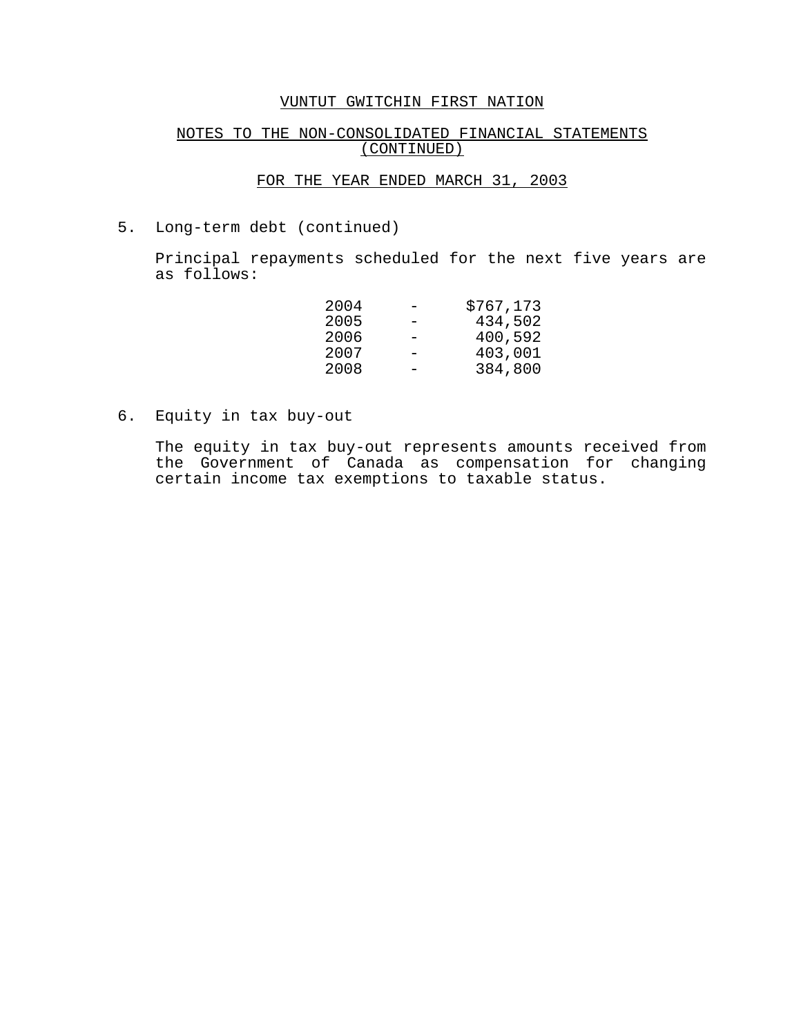# VUNTUT GWITCHIN FIRST NATION

## NOTES TO THE NON-CONSOLIDATED FINANCIAL STATEMENTS (CONTINUED)

### FOR THE YEAR ENDED MARCH 31, 2003

5. Long-term debt (continued)

   Principal repayments scheduled for the next five years are as follows:

| | | |
|---|---|---|
| 2004 | - | $767,173 |
| 2005 | - | 434,502 |
| 2006 | - | 400,592 |
| 2007 | - | 403,001 |
| 2008 | - | 384,800 |

6. Equity in tax buy-out

   The equity in tax buy-out represents amounts received from the Government of Canada as compensation for changing certain income tax exemptions to taxable status.